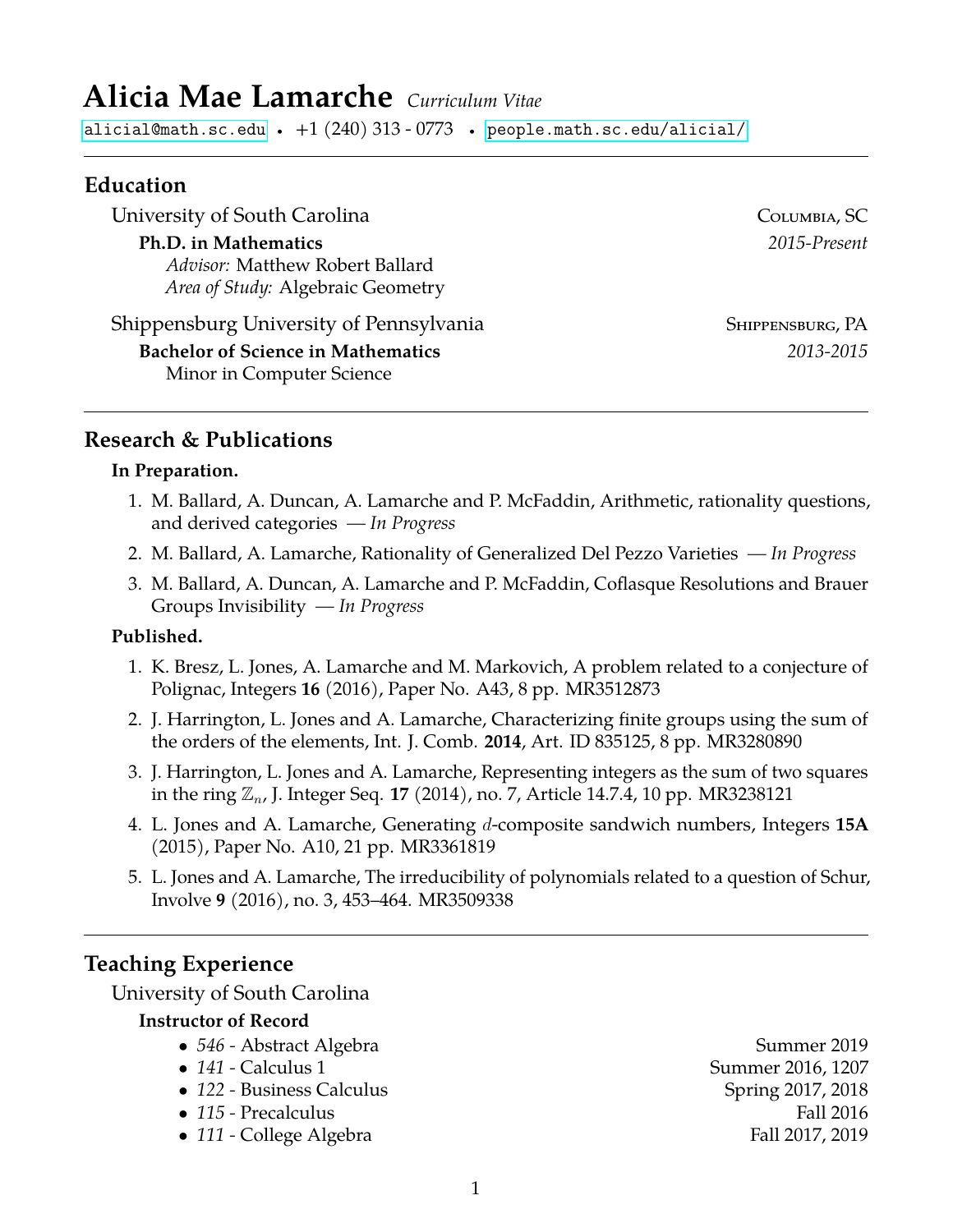# Alicia Mae Lamarche *Curriculum Vitae*

alicial@math.sc.edu • +1 (240) 313 - 0773 • people.math.sc.edu/alicial/

## Education

University of South Carolina — Columbia, SC

**Ph.D. in Mathematics** — *2015-Present*
*Advisor:* Matthew Robert Ballard
*Area of Study:* Algebraic Geometry

Shippensburg University of Pennsylvania — Shippensburg, PA

**Bachelor of Science in Mathematics** — *2013-2015*
Minor in Computer Science

## Research & Publications

**In Preparation.**

1. M. Ballard, A. Duncan, A. Lamarche and P. McFaddin, Arithmetic, rationality questions, and derived categories — *In Progress*
2. M. Ballard, A. Lamarche, Rationality of Generalized Del Pezzo Varieties — *In Progress*
3. M. Ballard, A. Duncan, A. Lamarche and P. McFaddin, Coflasque Resolutions and Brauer Groups Invisibility — *In Progress*

**Published.**

1. K. Bresz, L. Jones, A. Lamarche and M. Markovich, A problem related to a conjecture of Polignac, Integers **16** (2016), Paper No. A43, 8 pp. MR3512873
2. J. Harrington, L. Jones and A. Lamarche, Characterizing finite groups using the sum of the orders of the elements, Int. J. Comb. **2014**, Art. ID 835125, 8 pp. MR3280890
3. J. Harrington, L. Jones and A. Lamarche, Representing integers as the sum of two squares in the ring $\mathbb{Z}_n$, J. Integer Seq. **17** (2014), no. 7, Article 14.7.4, 10 pp. MR3238121
4. L. Jones and A. Lamarche, Generating $d$-composite sandwich numbers, Integers **15A** (2015), Paper No. A10, 21 pp. MR3361819
5. L. Jones and A. Lamarche, The irreducibility of polynomials related to a question of Schur, Involve **9** (2016), no. 3, 453–464. MR3509338

## Teaching Experience

University of South Carolina

**Instructor of Record**

- *546* - Abstract Algebra — Summer 2019
- *141* - Calculus 1 — Summer 2016, 1207
- *122* - Business Calculus — Spring 2017, 2018
- *115* - Precalculus — Fall 2016
- *111* - College Algebra — Fall 2017, 2019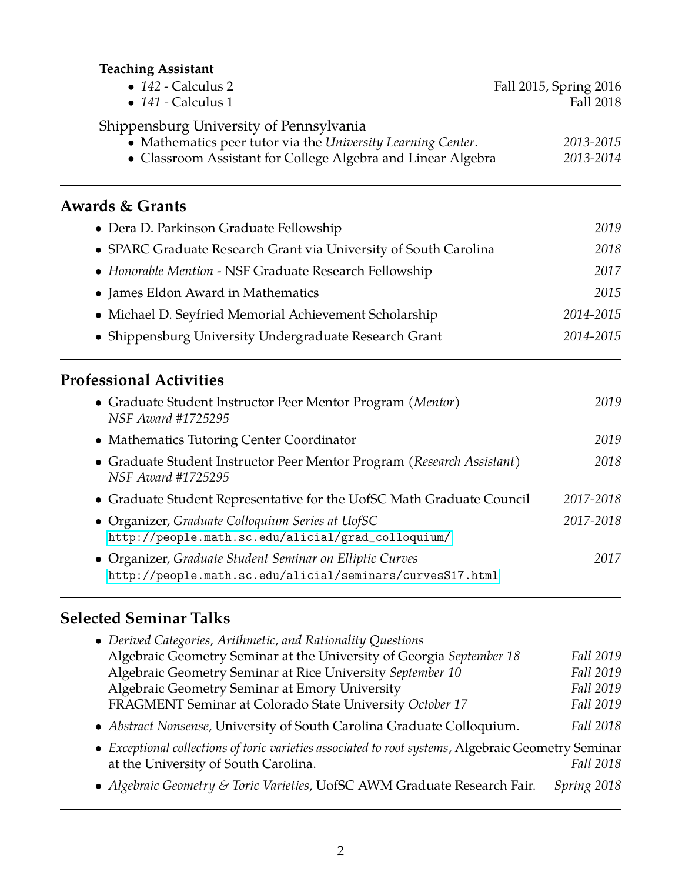**Teaching Assistant**

- *142* - Calculus 2 — Fall 2015, Spring 2016
- *141* - Calculus 1 — Fall 2018

Shippensburg University of Pennsylvania

- Mathematics peer tutor via the *University Learning Center*. — *2013-2015*
- Classroom Assistant for College Algebra and Linear Algebra — *2013-2014*

---

## Awards & Grants

- Dera D. Parkinson Graduate Fellowship — *2019*
- SPARC Graduate Research Grant via University of South Carolina — *2018*
- *Honorable Mention* - NSF Graduate Research Fellowship — *2017*
- James Eldon Award in Mathematics — *2015*
- Michael D. Seyfried Memorial Achievement Scholarship — *2014-2015*
- Shippensburg University Undergraduate Research Grant — *2014-2015*

---

## Professional Activities

- Graduate Student Instructor Peer Mentor Program (*Mentor*) — *2019*
  *NSF Award #1725295*
- Mathematics Tutoring Center Coordinator — *2019*
- Graduate Student Instructor Peer Mentor Program (*Research Assistant*) — *2018*
  *NSF Award #1725295*
- Graduate Student Representative for the UofSC Math Graduate Council — *2017-2018*
- Organizer, *Graduate Colloquium Series at UofSC* — *2017-2018*
  http://people.math.sc.edu/alicial/grad_colloquium/
- Organizer, *Graduate Student Seminar on Elliptic Curves* — *2017*
  http://people.math.sc.edu/alicial/seminars/curvesS17.html

---

## Selected Seminar Talks

- *Derived Categories, Arithmetic, and Rationality Questions*
  Algebraic Geometry Seminar at the University of Georgia *September 18* — *Fall 2019*
  Algebraic Geometry Seminar at Rice University *September 10* — *Fall 2019*
  Algebraic Geometry Seminar at Emory University — *Fall 2019*
  FRAGMENT Seminar at Colorado State University *October 17* — *Fall 2019*
- *Abstract Nonsense*, University of South Carolina Graduate Colloquium. — *Fall 2018*
- *Exceptional collections of toric varieties associated to root systems*, Algebraic Geometry Seminar at the University of South Carolina. — *Fall 2018*
- *Algebraic Geometry & Toric Varieties*, UofSC AWM Graduate Research Fair. — *Spring 2018*

---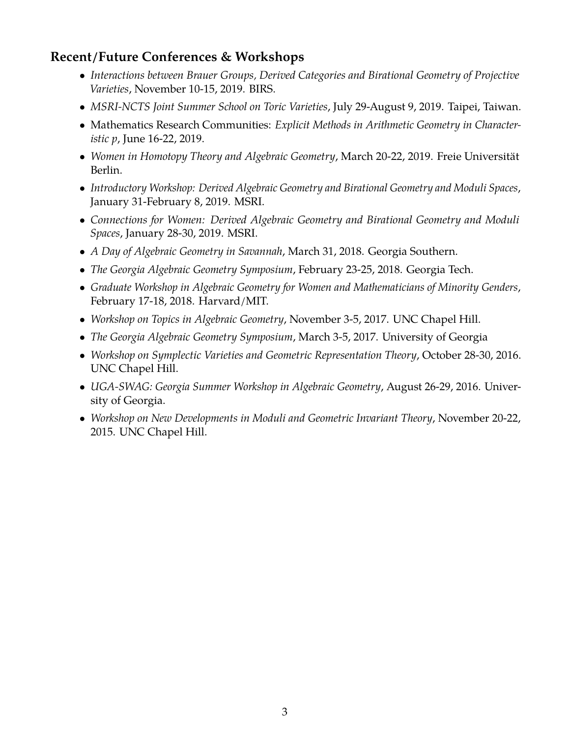## Recent/Future Conferences & Workshops

- *Interactions between Brauer Groups, Derived Categories and Birational Geometry of Projective Varieties*, November 10-15, 2019. BIRS.
- *MSRI-NCTS Joint Summer School on Toric Varieties*, July 29-August 9, 2019. Taipei, Taiwan.
- Mathematics Research Communities: *Explicit Methods in Arithmetic Geometry in Characteristic p*, June 16-22, 2019.
- *Women in Homotopy Theory and Algebraic Geometry*, March 20-22, 2019. Freie Universität Berlin.
- *Introductory Workshop: Derived Algebraic Geometry and Birational Geometry and Moduli Spaces*, January 31-February 8, 2019. MSRI.
- *Connections for Women: Derived Algebraic Geometry and Birational Geometry and Moduli Spaces*, January 28-30, 2019. MSRI.
- *A Day of Algebraic Geometry in Savannah*, March 31, 2018. Georgia Southern.
- *The Georgia Algebraic Geometry Symposium*, February 23-25, 2018. Georgia Tech.
- *Graduate Workshop in Algebraic Geometry for Women and Mathematicians of Minority Genders*, February 17-18, 2018. Harvard/MIT.
- *Workshop on Topics in Algebraic Geometry*, November 3-5, 2017. UNC Chapel Hill.
- *The Georgia Algebraic Geometry Symposium*, March 3-5, 2017. University of Georgia
- *Workshop on Symplectic Varieties and Geometric Representation Theory*, October 28-30, 2016. UNC Chapel Hill.
- *UGA-SWAG: Georgia Summer Workshop in Algebraic Geometry*, August 26-29, 2016. University of Georgia.
- *Workshop on New Developments in Moduli and Geometric Invariant Theory*, November 20-22, 2015. UNC Chapel Hill.